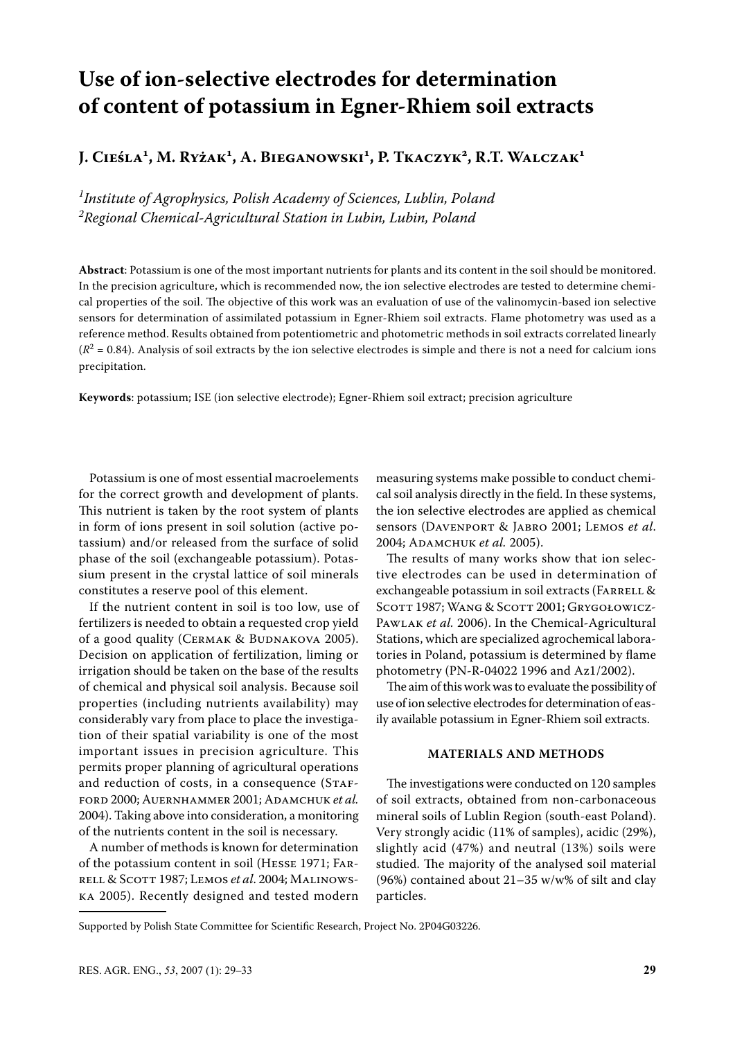# Use of ion-selective electrodes for determination of content of potassium in Egner-Rhiem soil extracts

**J. Cieśla[1], M. Ryżak[1], A. Bieganowski[1], P. Tkaczyk[2], R.T. Walczak[1]**

*[1]Institute of Agrophysics, Polish Academy of Sciences, Lublin, Poland*
*[2]Regional Chemical-Agricultural Station in Lubin, Lubin, Poland*

**Abstract**: Potassium is one of the most important nutrients for plants and its content in the soil should be monitored. In the precision agriculture, which is recommended now, the ion selective electrodes are tested to determine chemical properties of the soil. The objective of this work was an evaluation of use of the valinomycin-based ion selective sensors for determination of assimilated potassium in Egner-Rhiem soil extracts. Flame photometry was used as a reference method. Results obtained from potentiometric and photometric methods in soil extracts correlated linearly ($R^2$ = 0.84). Analysis of soil extracts by the ion selective electrodes is simple and there is not a need for calcium ions precipitation.

**Keywords**: potassium; ISE (ion selective electrode); Egner-Rhiem soil extract; precision agriculture

Potassium is one of most essential macroelements for the correct growth and development of plants. This nutrient is taken by the root system of plants in form of ions present in soil solution (active potassium) and/or released from the surface of solid phase of the soil (exchangeable potassium). Potassium present in the crystal lattice of soil minerals constitutes a reserve pool of this element.

If the nutrient content in soil is too low, use of fertilizers is needed to obtain a requested crop yield of a good quality (Cermak & Budnakova 2005). Decision on application of fertilization, liming or irrigation should be taken on the base of the results of chemical and physical soil analysis. Because soil properties (including nutrients availability) may considerably vary from place to place the investigation of their spatial variability is one of the most important issues in precision agriculture. This permits proper planning of agricultural operations and reduction of costs, in a consequence (Stafford 2000; Auernhammer 2001; Adamchuk *et al.* 2004). Taking above into consideration, a monitoring of the nutrients content in the soil is necessary.

A number of methods is known for determination of the potassium content in soil (Hesse 1971; Farrell & Scott 1987; Lemos *et al*. 2004; Malinowska 2005). Recently designed and tested modern measuring systems make possible to conduct chemical soil analysis directly in the field. In these systems, the ion selective electrodes are applied as chemical sensors (Davenport & Jabro 2001; Lemos *et al*. 2004; Adamchuk *et al.* 2005).

The results of many works show that ion selective electrodes can be used in determination of exchangeable potassium in soil extracts (Farrell & Scott 1987; Wang & Scott 2001; Grygołowicz-Pawlak *et al.* 2006). In the Chemical-Agricultural Stations, which are specialized agrochemical laboratories in Poland, potassium is determined by flame photometry (PN-R-04022 1996 and Az1/2002).

The aim of this work was to evaluate the possibility of use of ion selective electrodes for determination of easily available potassium in Egner-Rhiem soil extracts.

## MATERIALS AND METHODS

The investigations were conducted on 120 samples of soil extracts, obtained from non-carbonaceous mineral soils of Lublin Region (south-east Poland). Very strongly acidic (11% of samples), acidic (29%), slightly acid (47%) and neutral (13%) soils were studied. The majority of the analysed soil material (96%) contained about 21–35 w/w% of silt and clay particles.

Supported by Polish State Committee for Scientific Research, Project No. 2P04G03226.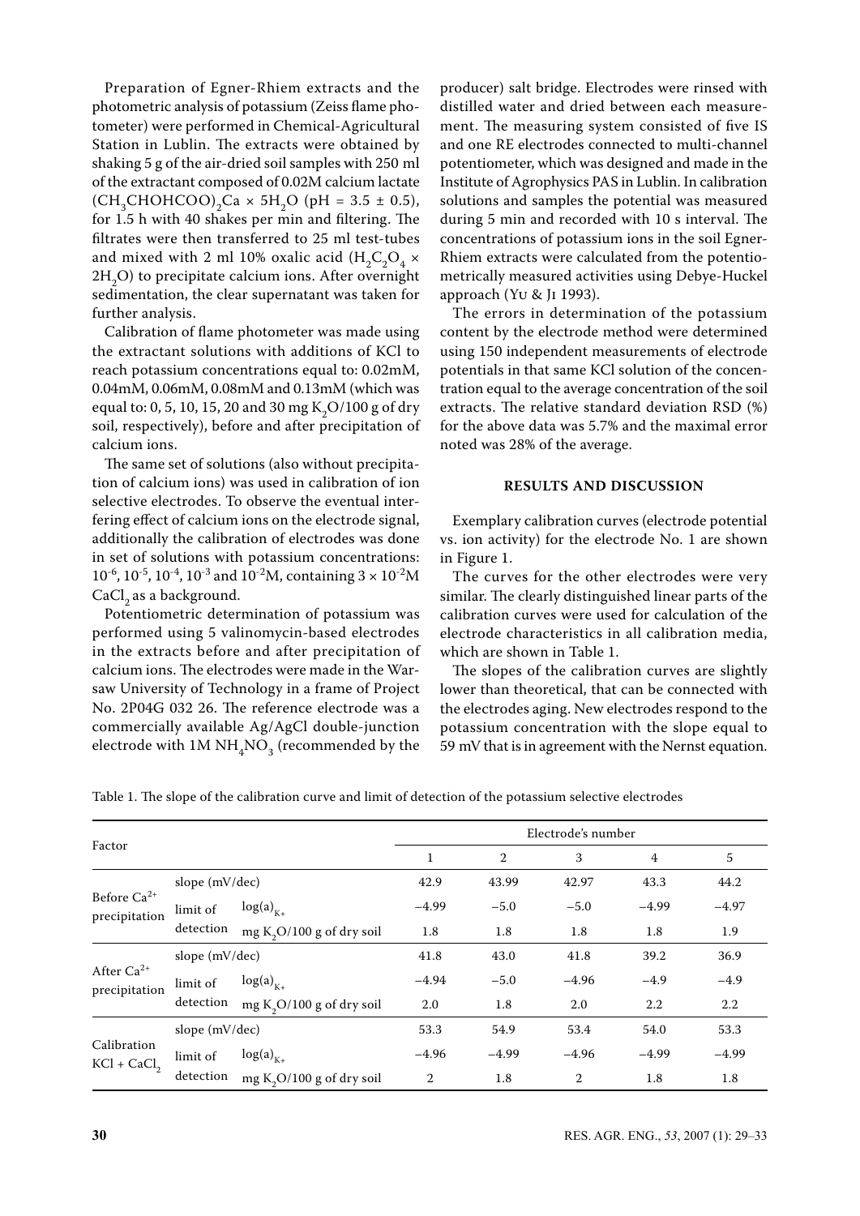Preparation of Egner-Rhiem extracts and the photometric analysis of potassium (Zeiss flame photometer) were performed in Chemical-Agricultural Station in Lublin. The extracts were obtained by shaking 5 g of the air-dried soil samples with 250 ml of the extractant composed of 0.02M calcium lactate $(CH_3CHOHCOO)_2Ca \times 5H_2O$ (pH = 3.5 ± 0.5), for 1.5 h with 40 shakes per min and filtering. The filtrates were then transferred to 25 ml test-tubes and mixed with 2 ml 10% oxalic acid ($H_2C_2O_4 \times 2H_2O$) to precipitate calcium ions. After overnight sedimentation, the clear supernatant was taken for further analysis.

Calibration of flame photometer was made using the extractant solutions with additions of KCl to reach potassium concentrations equal to: 0.02mM, 0.04mM, 0.06mM, 0.08mM and 0.13mM (which was equal to: 0, 5, 10, 15, 20 and 30 mg $K_2O$/100 g of dry soil, respectively), before and after precipitation of calcium ions.

The same set of solutions (also without precipitation of calcium ions) was used in calibration of ion selective electrodes. To observe the eventual interfering effect of calcium ions on the electrode signal, additionally the calibration of electrodes was done in set of solutions with potassium concentrations: $10^{-6}$, $10^{-5}$, $10^{-4}$, $10^{-3}$ and $10^{-2}$M, containing $3 \times 10^{-2}$M $CaCl_2$ as a background.

Potentiometric determination of potassium was performed using 5 valinomycin-based electrodes in the extracts before and after precipitation of calcium ions. The electrodes were made in the Warsaw University of Technology in a frame of Project No. 2P04G 032 26. The reference electrode was a commercially available Ag/AgCl double-junction electrode with 1M $NH_4NO_3$ (recommended by the producer) salt bridge. Electrodes were rinsed with distilled water and dried between each measurement. The measuring system consisted of five IS and one RE electrodes connected to multi-channel potentiometer, which was designed and made in the Institute of Agrophysics PAS in Lublin. In calibration solutions and samples the potential was measured during 5 min and recorded with 10 s interval. The concentrations of potassium ions in the soil Egner-Rhiem extracts were calculated from the potentiometrically measured activities using Debye-Huckel approach (Yu & Ji 1993).

The errors in determination of the potassium content by the electrode method were determined using 150 independent measurements of electrode potentials in that same KCl solution of the concentration equal to the average concentration of the soil extracts. The relative standard deviation RSD (%) for the above data was 5.7% and the maximal error noted was 28% of the average.

## RESULTS AND DISCUSSION

Exemplary calibration curves (electrode potential vs. ion activity) for the electrode No. 1 are shown in Figure 1.

The curves for the other electrodes were very similar. The clearly distinguished linear parts of the calibration curves were used for calculation of the electrode characteristics in all calibration media, which are shown in Table 1.

The slopes of the calibration curves are slightly lower than theoretical, that can be connected with the electrodes aging. New electrodes respond to the potassium concentration with the slope equal to 59 mV that is in agreement with the Nernst equation.

Table 1. The slope of the calibration curve and limit of detection of the potassium selective electrodes

| Factor | | | Electrode's number | | | | |
|---|---|---|---|---|---|---|---|
| | | | 1 | 2 | 3 | 4 | 5 |
| Before $Ca^{2+}$ precipitation | slope (mV/dec) | | 42.9 | 43.99 | 42.97 | 43.3 | 44.2 |
| | limit of detection | $\log(a)_{K+}$ | −4.99 | −5.0 | −5.0 | −4.99 | −4.97 |
| | | mg $K_2O$/100 g of dry soil | 1.8 | 1.8 | 1.8 | 1.8 | 1.9 |
| After $Ca^{2+}$ precipitation | slope (mV/dec) | | 41.8 | 43.0 | 41.8 | 39.2 | 36.9 |
| | limit of detection | $\log(a)_{K+}$ | −4.94 | −5.0 | −4.96 | −4.9 | −4.9 |
| | | mg $K_2O$/100 g of dry soil | 2.0 | 1.8 | 2.0 | 2.2 | 2.2 |
| Calibration KCl + $CaCl_2$ | slope (mV/dec) | | 53.3 | 54.9 | 53.4 | 54.0 | 53.3 |
| | limit of detection | $\log(a)_{K+}$ | −4.96 | −4.99 | −4.96 | −4.99 | −4.99 |
| | | mg $K_2O$/100 g of dry soil | 2 | 1.8 | 2 | 1.8 | 1.8 |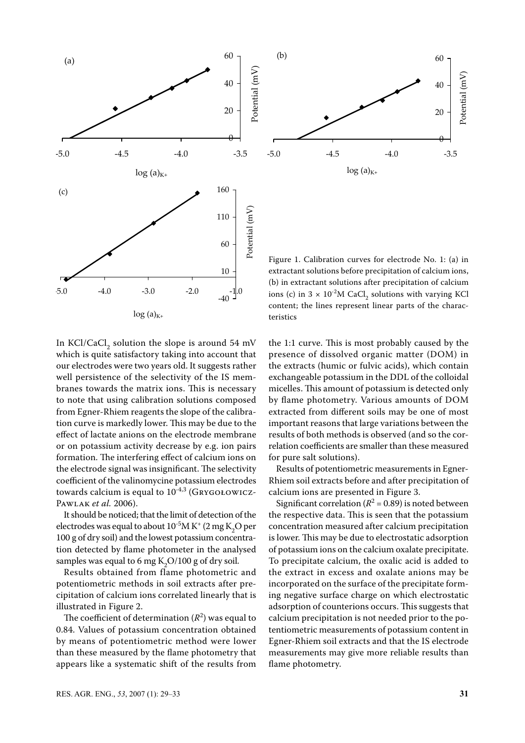Figure 1. Calibration curves for electrode No. 1: (a) in extractant solutions before precipitation of calcium ions, (b) in extractant solutions after precipitation of calcium ions (c) in $3 \times 10^{-2}$M $CaCl_2$ solutions with varying KCl content; the lines represent linear parts of the characteristics

In $KCl/CaCl_2$ solution the slope is around 54 mV which is quite satisfactory taking into account that our electrodes were two years old. It suggests rather well persistence of the selectivity of the IS membranes towards the matrix ions. This is necessary to note that using calibration solutions composed from Egner-Rhiem reagents the slope of the calibration curve is markedly lower. This may be due to the effect of lactate anions on the electrode membrane or on potassium activity decrease by e.g. ion pairs formation. The interfering effect of calcium ions on the electrode signal was insignificant. The selectivity coefficient of the valinomycine potassium electrodes towards calcium is equal to $10^{-4.3}$ (Grygołowicz-Pawlak *et al.* 2006).

It should be noticed; that the limit of detection of the electrodes was equal to about $10^{-5}$M $K^+$ (2 mg $K_2O$ per 100 g of dry soil) and the lowest potassium concentration detected by flame photometer in the analysed samples was equal to 6 mg $K_2O$/100 g of dry soil.

Results obtained from flame photometric and potentiometric methods in soil extracts after precipitation of calcium ions correlated linearly that is illustrated in Figure 2.

The coefficient of determination ($R^2$) was equal to 0.84. Values of potassium concentration obtained by means of potentiometric method were lower than these measured by the flame photometry that appears like a systematic shift of the results from the 1:1 curve. This is most probably caused by the presence of dissolved organic matter (DOM) in the extracts (humic or fulvic acids), which contain exchangeable potassium in the DDL of the colloidal micelles. This amount of potassium is detected only by flame photometry. Various amounts of DOM extracted from different soils may be one of most important reasons that large variations between the results of both methods is observed (and so the correlation coefficients are smaller than these measured for pure salt solutions).

Results of potentiometric measurements in Egner-Rhiem soil extracts before and after precipitation of calcium ions are presented in Figure 3.

Significant correlation ($R^2 = 0.89$) is noted between the respective data. This is seen that the potassium concentration measured after calcium precipitation is lower. This may be due to electrostatic adsorption of potassium ions on the calcium oxalate precipitate. To precipitate calcium, the oxalic acid is added to the extract in excess and oxalate anions may be incorporated on the surface of the precipitate forming negative surface charge on which electrostatic adsorption of counterions occurs. This suggests that calcium precipitation is not needed prior to the potentiometric measurements of potassium content in Egner-Rhiem soil extracts and that the IS electrode measurements may give more reliable results than flame photometry.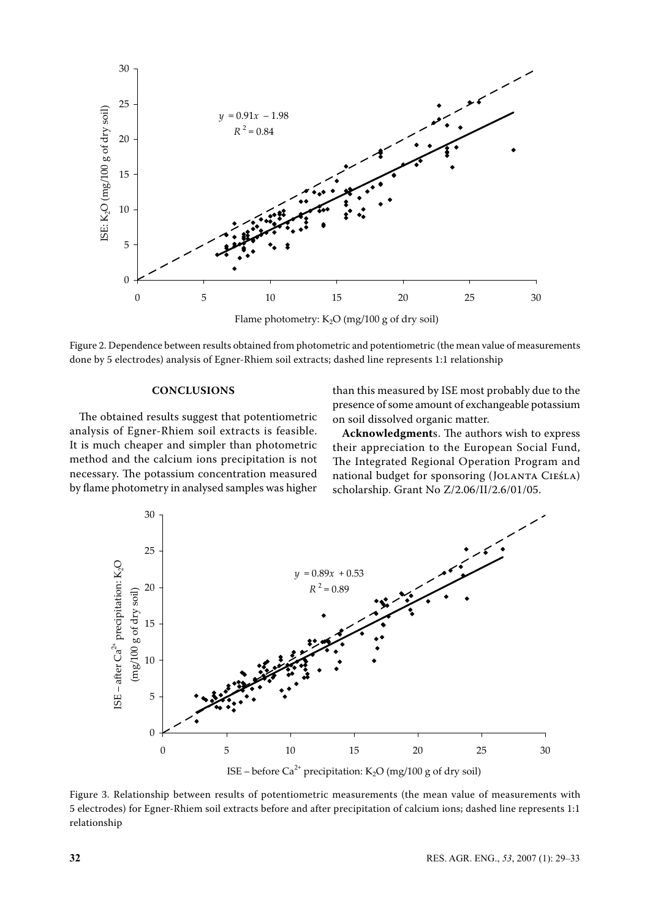Figure 2. Dependence between results obtained from photometric and potentiometric (the mean value of measurements done by 5 electrodes) analysis of Egner-Rhiem soil extracts; dashed line represents 1:1 relationship

## CONCLUSIONS

The obtained results suggest that potentiometric analysis of Egner-Rhiem soil extracts is feasible. It is much cheaper and simpler than photometric method and the calcium ions precipitation is not necessary. The potassium concentration measured by flame photometry in analysed samples was higher than this measured by ISE most probably due to the presence of some amount of exchangeable potassium on soil dissolved organic matter.

**Acknowledgments**. The authors wish to express their appreciation to the European Social Fund, The Integrated Regional Operation Program and national budget for sponsoring (Jolanta Cieśla) scholarship. Grant No Z/2.06/II/2.6/01/05.

Figure 3. Relationship between results of potentiometric measurements (the mean value of measurements with 5 electrodes) for Egner-Rhiem soil extracts before and after precipitation of calcium ions; dashed line represents 1:1 relationship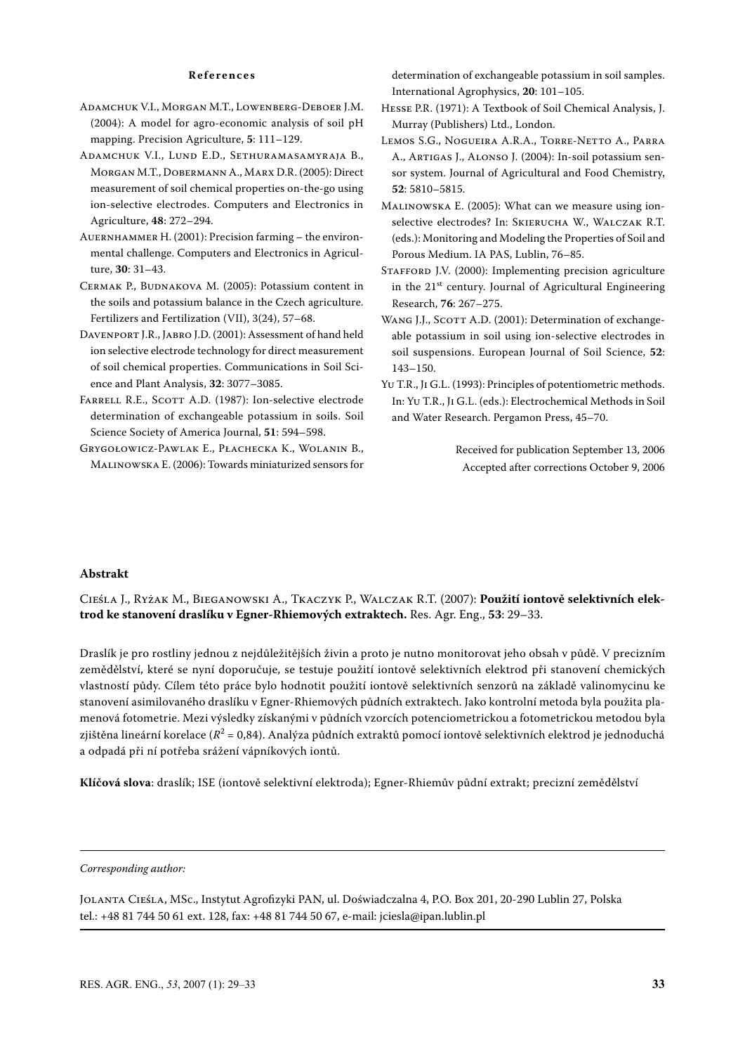## References

Adamchuk V.I., Morgan M.T., Lowenberg-Deboer J.M. (2004): A model for agro-economic analysis of soil pH mapping. Precision Agriculture, **5**: 111–129.

Adamchuk V.I., Lund E.D., Sethuramasamyraja B., Morgan M.T., Dobermann A., Marx D.R. (2005): Direct measurement of soil chemical properties on-the-go using ion-selective electrodes. Computers and Electronics in Agriculture, **48**: 272–294.

Auernhammer H. (2001): Precision farming – the environmental challenge. Computers and Electronics in Agriculture, **30**: 31–43.

Cermak P., Budnakova M. (2005): Potassium content in the soils and potassium balance in the Czech agriculture. Fertilizers and Fertilization (VII), 3(24), 57–68.

Davenport J.R., Jabro J.D. (2001): Assessment of hand held ion selective electrode technology for direct measurement of soil chemical properties. Communications in Soil Science and Plant Analysis, **32**: 3077–3085.

Farrell R.E., Scott A.D. (1987): Ion-selective electrode determination of exchangeable potassium in soils. Soil Science Society of America Journal, **51**: 594–598.

Grygołowicz-Pawlak E., Płachecka K., Wolanin B., Malinowska E. (2006): Towards miniaturized sensors for determination of exchangeable potassium in soil samples. International Agrophysics, **20**: 101–105.

Hesse P.R. (1971): A Textbook of Soil Chemical Analysis, J. Murray (Publishers) Ltd., London.

Lemos S.G., Nogueira A.R.A., Torre-Netto A., Parra A., Artigas J., Alonso J. (2004): In-soil potassium sensor system. Journal of Agricultural and Food Chemistry, **52**: 5810–5815.

Malinowska E. (2005): What can we measure using ion-selective electrodes? In: Skierucha W., Walczak R.T. (eds.): Monitoring and Modeling the Properties of Soil and Porous Medium. IA PAS, Lublin, 76–85.

Stafford J.V. (2000): Implementing precision agriculture in the 21st century. Journal of Agricultural Engineering Research, **76**: 267–275.

Wang J.J., Scott A.D. (2001): Determination of exchangeable potassium in soil using ion-selective electrodes in soil suspensions. European Journal of Soil Science, **52**: 143–150.

Yu T.R., Ji G.L. (1993): Principles of potentiometric methods. In: Yu T.R., Ji G.L. (eds.): Electrochemical Methods in Soil and Water Research. Pergamon Press, 45–70.

Received for publication September 13, 2006
Accepted after corrections October 9, 2006

## Abstrakt

Cieśla J., Ryżak M., Bieganowski A., Tkaczyk P., Walczak R.T. (2007): **Použití iontově selektivních elektrod ke stanovení draslíku v Egner-Rhiemových extraktech.** Res. Agr. Eng., **53**: 29–33.

Draslík je pro rostliny jednou z nejdůležitějších živin a proto je nutno monitorovat jeho obsah v půdě. V precizním zemědělství, které se nyní doporučuje, se testuje použití iontově selektivních elektrod při stanovení chemických vlastností půdy. Cílem této práce bylo hodnotit použití iontově selektivních senzorů na základě valinomycinu ke stanovení asimilovaného draslíku v Egner-Rhiemových půdních extraktech. Jako kontrolní metoda byla použita plamenová fotometrie. Mezi výsledky získanými v půdních vzorcích potenciometrickou a fotometrickou metodou byla zjištěna lineární korelace ($R^2$ = 0,84). Analýza půdních extraktů pomocí iontově selektivních elektrod je jednoduchá a odpadá při ní potřeba srážení vápníkových iontů.

**Klíčová slova**: draslík; ISE (iontově selektivní elektroda); Egner-Rhiemův půdní extrakt; precizní zemědělství

*Corresponding author:*

Jolanta Cieśla, MSc., Instytut Agrofizyki PAN, ul. Doświadczalna 4, P.O. Box 201, 20-290 Lublin 27, Polska
tel.: +48 81 744 50 61 ext. 128, fax: +48 81 744 50 67, e-mail: jciesla@ipan.lublin.pl